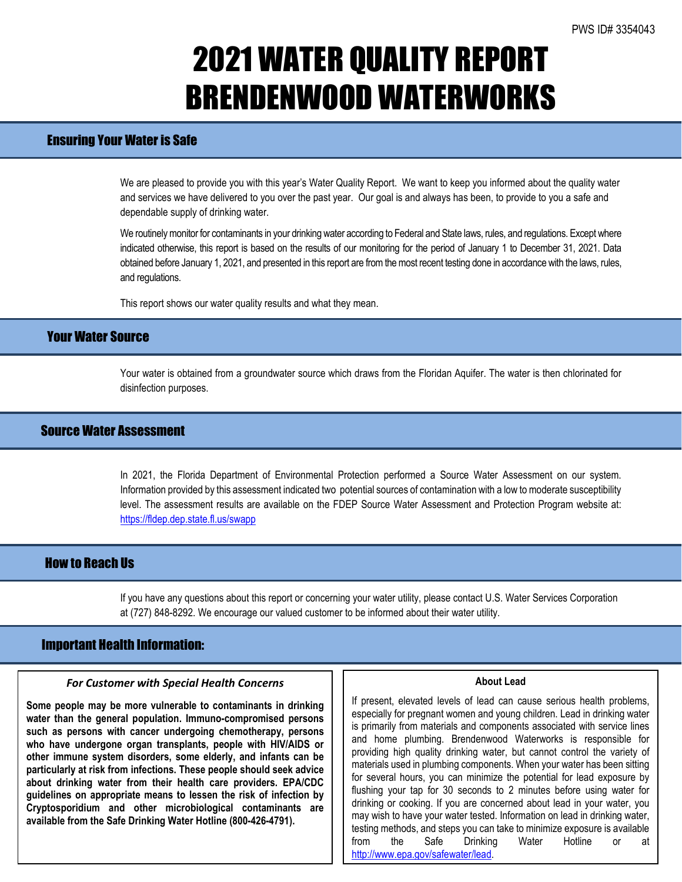PWS ID# 3354043

# 2021 WATER QUALITY REPORT
# BRENDENWOOD WATERWORKS

## Ensuring Your Water is Safe

We are pleased to provide you with this year's Water Quality Report. We want to keep you informed about the quality water and services we have delivered to you over the past year. Our goal is and always has been, to provide to you a safe and dependable supply of drinking water.

We routinely monitor for contaminants in your drinking water according to Federal and State laws, rules, and regulations. Except where indicated otherwise, this report is based on the results of our monitoring for the period of January 1 to December 31, 2021. Data obtained before January 1, 2021, and presented in this report are from the most recent testing done in accordance with the laws, rules, and regulations.

This report shows our water quality results and what they mean.

## Your Water Source

Your water is obtained from a groundwater source which draws from the Floridan Aquifer. The water is then chlorinated for disinfection purposes.

## Source Water Assessment

In 2021, the Florida Department of Environmental Protection performed a Source Water Assessment on our system. Information provided by this assessment indicated two potential sources of contamination with a low to moderate susceptibility level. The assessment results are available on the FDEP Source Water Assessment and Protection Program website at: https://fldep.dep.state.fl.us/swapp

## How to Reach Us

If you have any questions about this report or concerning your water utility, please contact U.S. Water Services Corporation at (727) 848-8292. We encourage our valued customer to be informed about their water utility.

## Important Health Information:

### *For Customer with Special Health Concerns*

**Some people may be more vulnerable to contaminants in drinking water than the general population. Immuno-compromised persons such as persons with cancer undergoing chemotherapy, persons who have undergone organ transplants, people with HIV/AIDS or other immune system disorders, some elderly, and infants can be particularly at risk from infections. These people should seek advice about drinking water from their health care providers. EPA/CDC guidelines on appropriate means to lessen the risk of infection by Cryptosporidium and other microbiological contaminants are available from the Safe Drinking Water Hotline (800-426-4791).**

### About Lead

If present, elevated levels of lead can cause serious health problems, especially for pregnant women and young children. Lead in drinking water is primarily from materials and components associated with service lines and home plumbing. Brendenwood Waterworks is responsible for providing high quality drinking water, but cannot control the variety of materials used in plumbing components. When your water has been sitting for several hours, you can minimize the potential for lead exposure by flushing your tap for 30 seconds to 2 minutes before using water for drinking or cooking. If you are concerned about lead in your water, you may wish to have your water tested. Information on lead in drinking water, testing methods, and steps you can take to minimize exposure is available from the Safe Drinking Water Hotline or at http://www.epa.gov/safewater/lead.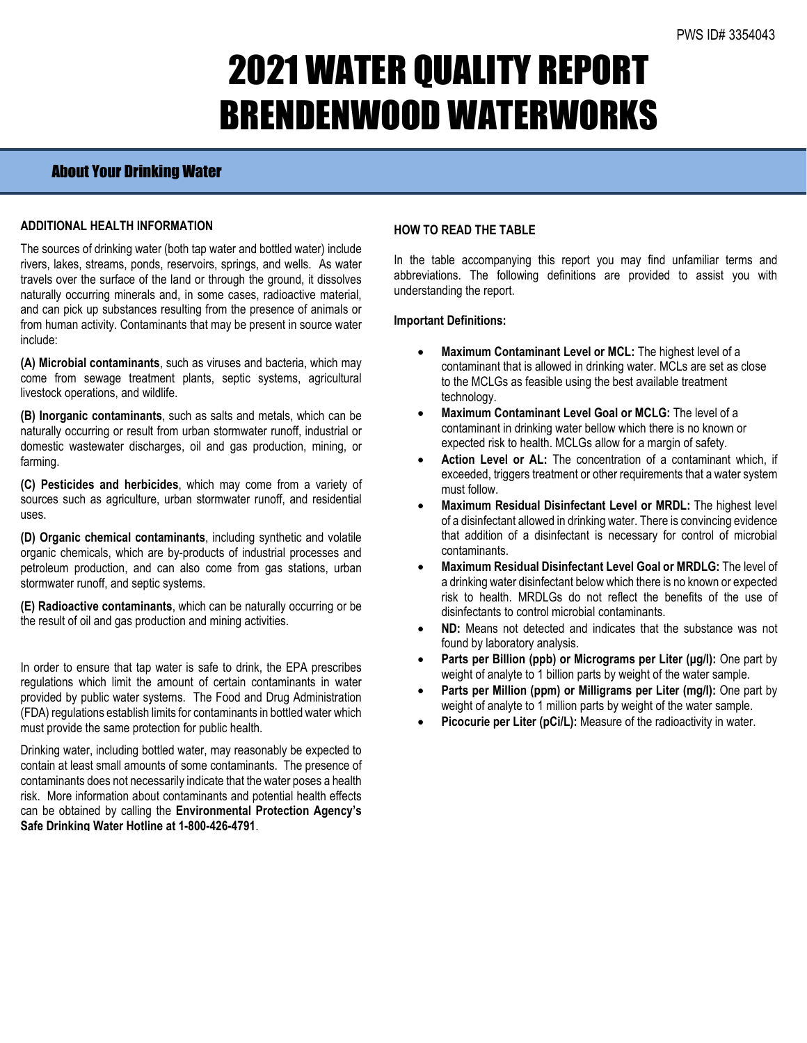PWS ID# 3354043

# 2021 WATER QUALITY REPORT BRENDENWOOD WATERWORKS

## About Your Drinking Water

### ADDITIONAL HEALTH INFORMATION

The sources of drinking water (both tap water and bottled water) include rivers, lakes, streams, ponds, reservoirs, springs, and wells. As water travels over the surface of the land or through the ground, it dissolves naturally occurring minerals and, in some cases, radioactive material, and can pick up substances resulting from the presence of animals or from human activity. Contaminants that may be present in source water include:

**(A) Microbial contaminants**, such as viruses and bacteria, which may come from sewage treatment plants, septic systems, agricultural livestock operations, and wildlife.

**(B) Inorganic contaminants**, such as salts and metals, which can be naturally occurring or result from urban stormwater runoff, industrial or domestic wastewater discharges, oil and gas production, mining, or farming.

**(C) Pesticides and herbicides**, which may come from a variety of sources such as agriculture, urban stormwater runoff, and residential uses.

**(D) Organic chemical contaminants**, including synthetic and volatile organic chemicals, which are by-products of industrial processes and petroleum production, and can also come from gas stations, urban stormwater runoff, and septic systems.

**(E) Radioactive contaminants**, which can be naturally occurring or be the result of oil and gas production and mining activities.

In order to ensure that tap water is safe to drink, the EPA prescribes regulations which limit the amount of certain contaminants in water provided by public water systems. The Food and Drug Administration (FDA) regulations establish limits for contaminants in bottled water which must provide the same protection for public health.

Drinking water, including bottled water, may reasonably be expected to contain at least small amounts of some contaminants. The presence of contaminants does not necessarily indicate that the water poses a health risk. More information about contaminants and potential health effects can be obtained by calling the **Environmental Protection Agency's Safe Drinking Water Hotline at 1-800-426-4791**.

### HOW TO READ THE TABLE

In the table accompanying this report you may find unfamiliar terms and abbreviations. The following definitions are provided to assist you with understanding the report.

**Important Definitions:**

- **Maximum Contaminant Level or MCL:** The highest level of a contaminant that is allowed in drinking water. MCLs are set as close to the MCLGs as feasible using the best available treatment technology.
- **Maximum Contaminant Level Goal or MCLG:** The level of a contaminant in drinking water bellow which there is no known or expected risk to health. MCLGs allow for a margin of safety.
- **Action Level or AL:** The concentration of a contaminant which, if exceeded, triggers treatment or other requirements that a water system must follow.
- **Maximum Residual Disinfectant Level or MRDL:** The highest level of a disinfectant allowed in drinking water. There is convincing evidence that addition of a disinfectant is necessary for control of microbial contaminants.
- **Maximum Residual Disinfectant Level Goal or MRDLG:** The level of a drinking water disinfectant below which there is no known or expected risk to health. MRDLGs do not reflect the benefits of the use of disinfectants to control microbial contaminants.
- **ND:** Means not detected and indicates that the substance was not found by laboratory analysis.
- **Parts per Billion (ppb) or Micrograms per Liter (µg/l):** One part by weight of analyte to 1 billion parts by weight of the water sample.
- **Parts per Million (ppm) or Milligrams per Liter (mg/l):** One part by weight of analyte to 1 million parts by weight of the water sample.
- **Picocurie per Liter (pCi/L):** Measure of the radioactivity in water.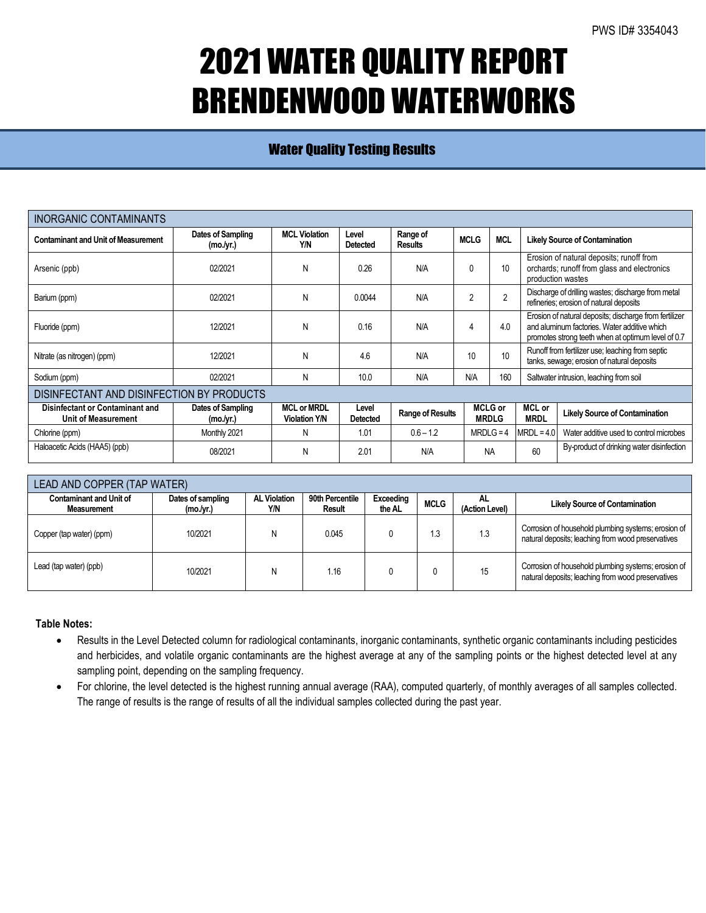PWS ID# 3354043

# 2021 WATER QUALITY REPORT
# BRENDENWOOD WATERWORKS

## Water Quality Testing Results

| INORGANIC CONTAMINANTS | | | | | | | |
|---|---|---|---|---|---|---|---|
| **Contaminant and Unit of Measurement** | **Dates of Sampling (mo./yr.)** | **MCL Violation Y/N** | **Level Detected** | **Range of Results** | **MCLG** | **MCL** | **Likely Source of Contamination** |
| Arsenic (ppb) | 02/2021 | N | 0.26 | N/A | 0 | 10 | Erosion of natural deposits; runoff from orchards; runoff from glass and electronics production wastes |
| Barium (ppm) | 02/2021 | N | 0.0044 | N/A | 2 | 2 | Discharge of drilling wastes; discharge from metal refineries; erosion of natural deposits |
| Fluoride (ppm) | 12/2021 | N | 0.16 | N/A | 4 | 4.0 | Erosion of natural deposits; discharge from fertilizer and aluminum factories. Water additive which promotes strong teeth when at optimum level of 0.7 |
| Nitrate (as nitrogen) (ppm) | 12/2021 | N | 4.6 | N/A | 10 | 10 | Runoff from fertilizer use; leaching from septic tanks, sewage; erosion of natural deposits |
| Sodium (ppm) | 02/2021 | N | 10.0 | N/A | N/A | 160 | Saltwater intrusion, leaching from soil |

| DISINFECTANT AND DISINFECTION BY PRODUCTS | | | | | | | |
|---|---|---|---|---|---|---|---|
| **Disinfectant or Contaminant and Unit of Measurement** | **Dates of Sampling (mo./yr.)** | **MCL or MRDL Violation Y/N** | **Level Detected** | **Range of Results** | **MCLG or MRDLG** | **MCL or MRDL** | **Likely Source of Contamination** |
| Chlorine (ppm) | Monthly 2021 | N | 1.01 | 0.6 – 1.2 | MRDLG = 4 | MRDL = 4.0 | Water additive used to control microbes |
| Haloacetic Acids (HAA5) (ppb) | 08/2021 | N | 2.01 | N/A | NA | 60 | By-product of drinking water disinfection |

| LEAD AND COPPER (TAP WATER) | | | | | | | |
|---|---|---|---|---|---|---|---|
| **Contaminant and Unit of Measurement** | **Dates of sampling (mo./yr.)** | **AL Violation Y/N** | **90th Percentile Result** | **Exceeding the AL** | **MCLG** | **AL (Action Level)** | **Likely Source of Contamination** |
| Copper (tap water) (ppm) | 10/2021 | N | 0.045 | 0 | 1.3 | 1.3 | Corrosion of household plumbing systems; erosion of natural deposits; leaching from wood preservatives |
| Lead (tap water) (ppb) | 10/2021 | N | 1.16 | 0 | 0 | 15 | Corrosion of household plumbing systems; erosion of natural deposits; leaching from wood preservatives |

**Table Notes:**

- Results in the Level Detected column for radiological contaminants, inorganic contaminants, synthetic organic contaminants including pesticides and herbicides, and volatile organic contaminants are the highest average at any of the sampling points or the highest detected level at any sampling point, depending on the sampling frequency.
- For chlorine, the level detected is the highest running annual average (RAA), computed quarterly, of monthly averages of all samples collected. The range of results is the range of results of all the individual samples collected during the past year.